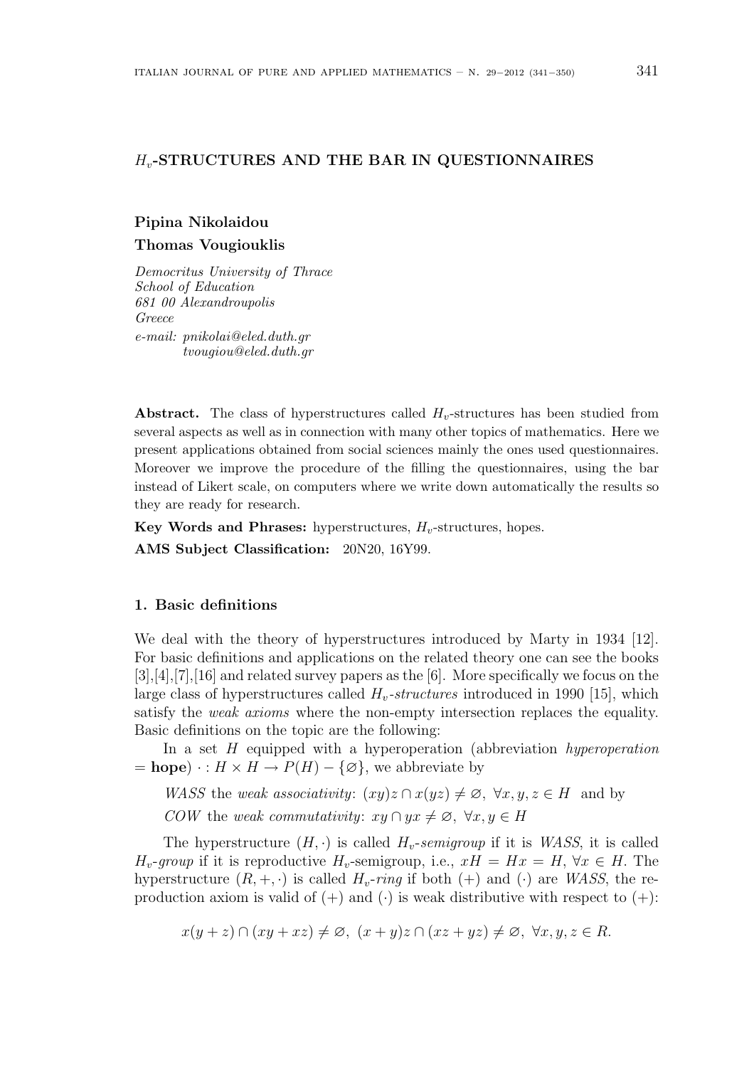# $H_v$-STRUCTURES AND THE BAR IN QUESTIONNAIRES

**Pipina Nikolaidou**

**Thomas Vougiouklis**

*Democritus University of Thrace*
*School of Education*
*681 00 Alexandroupolis*
*Greece*
*e-mail: pnikolai@eled.duth.gr*
*tvougiou@eled.duth.gr*

**Abstract.** The class of hyperstructures called $H_v$-structures has been studied from several aspects as well as in connection with many other topics of mathematics. Here we present applications obtained from social sciences mainly the ones used questionnaires. Moreover we improve the procedure of the filling the questionnaires, using the bar instead of Likert scale, on computers where we write down automatically the results so they are ready for research.

**Key Words and Phrases:** hyperstructures, $H_v$-structures, hopes.

**AMS Subject Classification:** 20N20, 16Y99.

## 1. Basic definitions

We deal with the theory of hyperstructures introduced by Marty in 1934 [12]. For basic definitions and applications on the related theory one can see the books [3],[4],[7],[16] and related survey papers as the [6]. More specifically we focus on the large class of hyperstructures called *$H_v$-structures* introduced in 1990 [15], which satisfy the *weak axioms* where the non-empty intersection replaces the equality. Basic definitions on the topic are the following:

In a set $H$ equipped with a hyperoperation (abbreviation *hyperoperation* = **hope**) $\cdot : H \times H \to P(H) - \{\varnothing\}$, we abbreviate by

*WASS* the *weak associativity*: $(xy)z \cap x(yz) \neq \varnothing,\ \forall x, y, z \in H$ and by

*COW* the *weak commutativity*: $xy \cap yx \neq \varnothing,\ \forall x, y \in H$

The hyperstructure $(H, \cdot)$ is called *$H_v$-semigroup* if it is *WASS*, it is called *$H_v$-group* if it is reproductive $H_v$-semigroup, i.e., $xH = Hx = H,\ \forall x \in H$. The hyperstructure $(R, +, \cdot)$ is called *$H_v$-ring* if both $(+)$ and $(\cdot)$ are *WASS*, the reproduction axiom is valid of $(+)$ and $(\cdot)$ is weak distributive with respect to $(+)$:

$$x(y + z) \cap (xy + xz) \neq \varnothing,\ (x + y)z \cap (xz + yz) \neq \varnothing,\ \forall x, y, z \in R.$$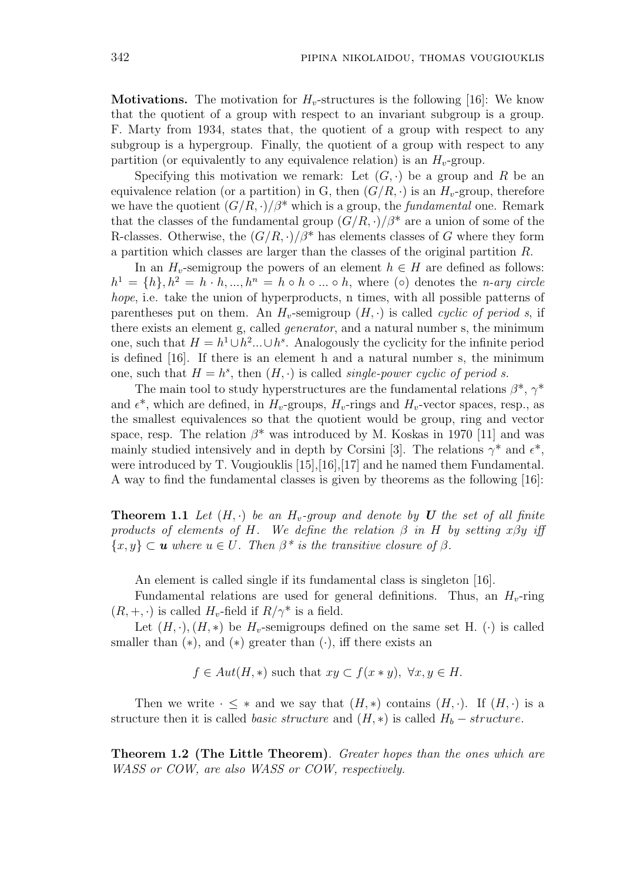**Motivations.** The motivation for $H_v$-structures is the following [16]: We know that the quotient of a group with respect to an invariant subgroup is a group. F. Marty from 1934, states that, the quotient of a group with respect to any subgroup is a hypergroup. Finally, the quotient of a group with respect to any partition (or equivalently to any equivalence relation) is an $H_v$-group.

Specifying this motivation we remark: Let $(G, \cdot)$ be a group and $R$ be an equivalence relation (or a partition) in G, then $(G/R, \cdot)$ is an $H_v$-group, therefore we have the quotient $(G/R, \cdot)/\beta^*$ which is a group, the *fundamental* one. Remark that the classes of the fundamental group $(G/R, \cdot)/\beta^*$ are a union of some of the R-classes. Otherwise, the $(G/R, \cdot)/\beta^*$ has elements classes of $G$ where they form a partition which classes are larger than the classes of the original partition $R$.

In an $H_v$-semigroup the powers of an element $h \in H$ are defined as follows: $h^1 = \{h\}, h^2 = h \cdot h, ..., h^n = h \circ h \circ ... \circ h$, where $(\circ)$ denotes the *n-ary circle hope*, i.e. take the union of hyperproducts, n times, with all possible patterns of parentheses put on them. An $H_v$-semigroup $(H, \cdot)$ is called *cyclic of period s*, if there exists an element g, called *generator*, and a natural number s, the minimum one, such that $H = h^1 \cup h^2 ... \cup h^s$. Analogously the cyclicity for the infinite period is defined [16]. If there is an element h and a natural number s, the minimum one, such that $H = h^s$, then $(H, \cdot)$ is called *single-power cyclic of period s.*

The main tool to study hyperstructures are the fundamental relations $\beta^*$, $\gamma^*$ and $\epsilon^*$, which are defined, in $H_v$-groups, $H_v$-rings and $H_v$-vector spaces, resp., as the smallest equivalences so that the quotient would be group, ring and vector space, resp. The relation $\beta^*$ was introduced by M. Koskas in 1970 [11] and was mainly studied intensively and in depth by Corsini [3]. The relations $\gamma^*$ and $\epsilon^*$, were introduced by T. Vougiouklis [15],[16],[17] and he named them Fundamental. A way to find the fundamental classes is given by theorems as the following [16]:

**Theorem 1.1** *Let $(H, \cdot)$ be an $H_v$-group and denote by $\boldsymbol{U}$ the set of all finite products of elements of $H$. We define the relation $\beta$ in $H$ by setting $x\beta y$ iff $\{x, y\} \subset \boldsymbol{u}$ where $u \in U$. Then $\beta^*$ is the transitive closure of $\beta$.*

An element is called single if its fundamental class is singleton [16].

Fundamental relations are used for general definitions. Thus, an $H_v$-ring $(R, +, \cdot)$ is called $H_v$-field if $R/\gamma^*$ is a field.

Let $(H, \cdot), (H, *)$ be $H_v$-semigroups defined on the same set H. $(\cdot)$ is called smaller than $(*)$, and $(*)$ greater than $(\cdot)$, iff there exists an

$$f \in Aut(H, *) \text{ such that } xy \subset f(x * y),\ \forall x, y \in H.$$

Then we write $\cdot \leq *$ and we say that $(H, *)$ contains $(H, \cdot)$. If $(H, \cdot)$ is a structure then it is called *basic structure* and $(H, *)$ is called $H_b - structure$.

**Theorem 1.2 (The Little Theorem)**. *Greater hopes than the ones which are WASS or COW, are also WASS or COW, respectively.*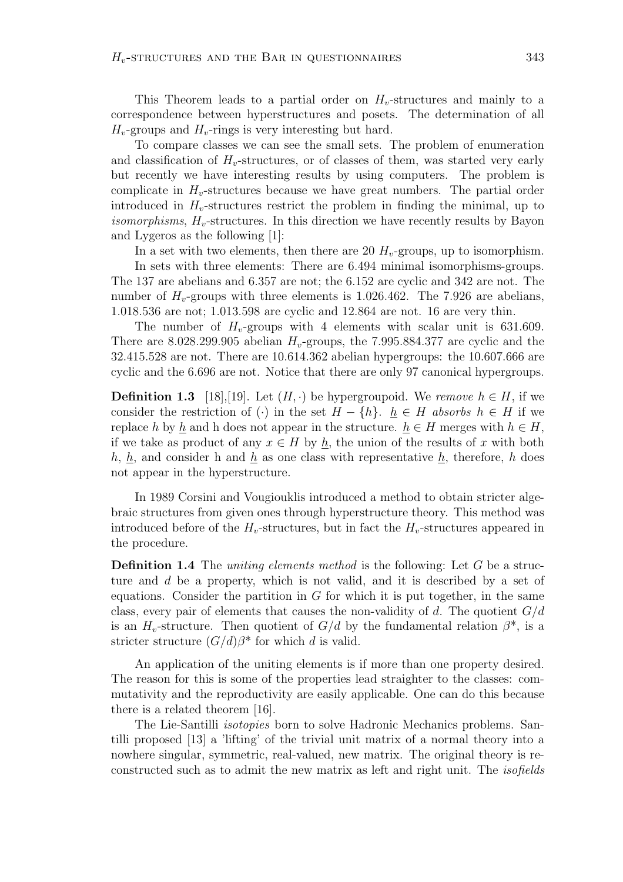This Theorem leads to a partial order on $H_v$-structures and mainly to a correspondence between hyperstructures and posets. The determination of all $H_v$-groups and $H_v$-rings is very interesting but hard.

To compare classes we can see the small sets. The problem of enumeration and classification of $H_v$-structures, or of classes of them, was started very early but recently we have interesting results by using computers. The problem is complicate in $H_v$-structures because we have great numbers. The partial order introduced in $H_v$-structures restrict the problem in finding the minimal, up to *isomorphisms*, $H_v$-structures. In this direction we have recently results by Bayon and Lygeros as the following [1]:

In a set with two elements, then there are 20 $H_v$-groups, up to isomorphism.

In sets with three elements: There are 6.494 minimal isomorphisms-groups. The 137 are abelians and 6.357 are not; the 6.152 are cyclic and 342 are not. The number of $H_v$-groups with three elements is 1.026.462. The 7.926 are abelians, 1.018.536 are not; 1.013.598 are cyclic and 12.864 are not. 16 are very thin.

The number of $H_v$-groups with 4 elements with scalar unit is 631.609. There are 8.028.299.905 abelian $H_v$-groups, the 7.995.884.377 are cyclic and the 32.415.528 are not. There are 10.614.362 abelian hypergroups: the 10.607.666 are cyclic and the 6.696 are not. Notice that there are only 97 canonical hypergroups.

**Definition 1.3** [18],[19]. Let $(H, \cdot)$ be hypergroupoid. We *remove* $h \in H$, if we consider the restriction of $(\cdot)$ in the set $H - \{h\}$. $\underline{h} \in H$ *absorbs* $h \in H$ if we replace $h$ by $\underline{h}$ and h does not appear in the structure. $\underline{h} \in H$ merges with $h \in H$, if we take as product of any $x \in H$ by $\underline{h}$, the union of the results of $x$ with both $h$, $\underline{h}$, and consider h and $\underline{h}$ as one class with representative $\underline{h}$, therefore, $h$ does not appear in the hyperstructure.

In 1989 Corsini and Vougiouklis introduced a method to obtain stricter algebraic structures from given ones through hyperstructure theory. This method was introduced before of the $H_v$-structures, but in fact the $H_v$-structures appeared in the procedure.

**Definition 1.4** The *uniting elements method* is the following: Let $G$ be a structure and $d$ be a property, which is not valid, and it is described by a set of equations. Consider the partition in $G$ for which it is put together, in the same class, every pair of elements that causes the non-validity of $d$. The quotient $G/d$ is an $H_v$-structure. Then quotient of $G/d$ by the fundamental relation $\beta^*$, is a stricter structure $(G/d)\beta^*$ for which $d$ is valid.

An application of the uniting elements is if more than one property desired. The reason for this is some of the properties lead straighter to the classes: commutativity and the reproductivity are easily applicable. One can do this because there is a related theorem [16].

The Lie-Santilli *isotopies* born to solve Hadronic Mechanics problems. Santilli proposed [13] a 'lifting' of the trivial unit matrix of a normal theory into a nowhere singular, symmetric, real-valued, new matrix. The original theory is reconstructed such as to admit the new matrix as left and right unit. The *isofields*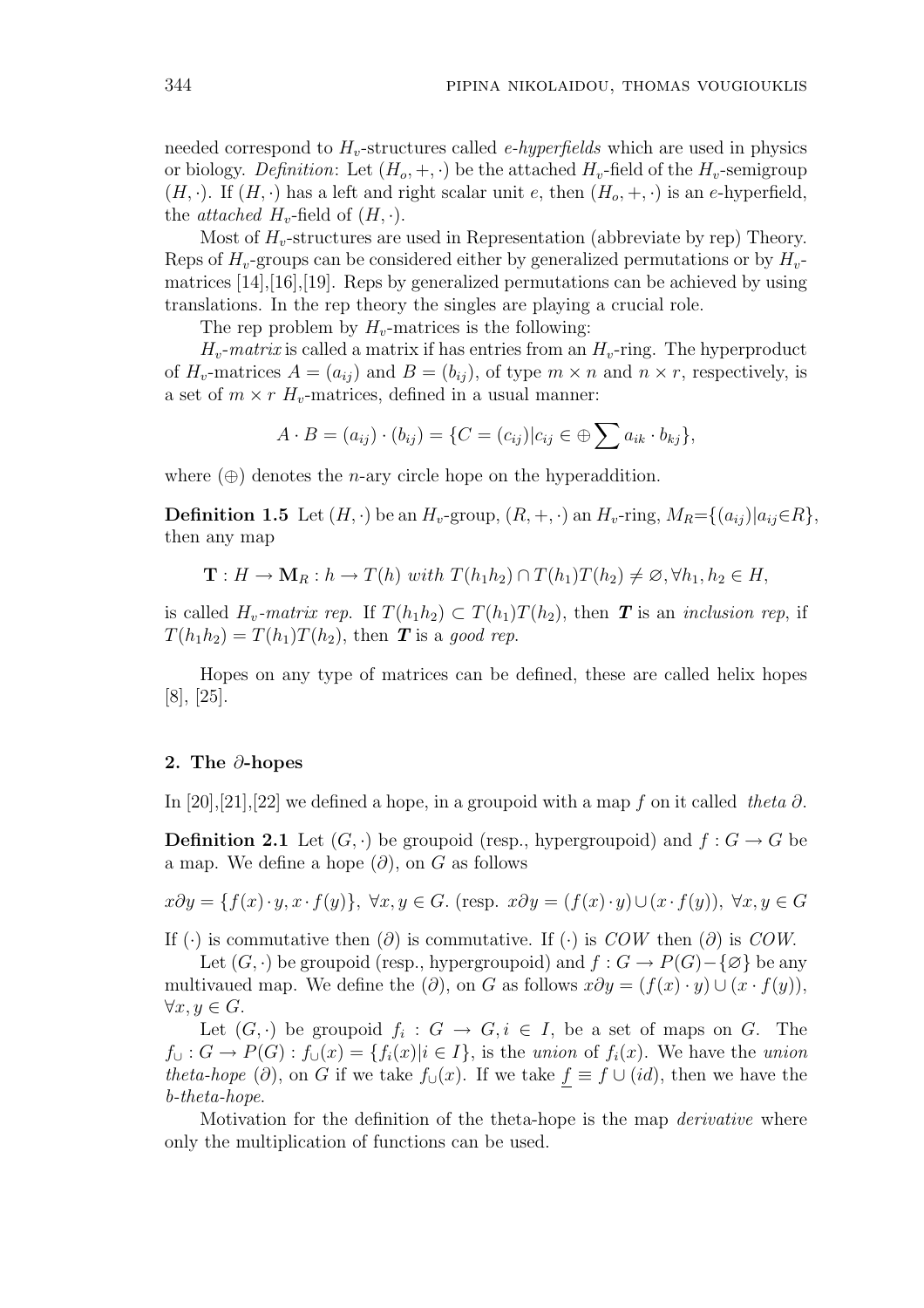needed correspond to $H_v$-structures called *e-hyperfields* which are used in physics or biology. *Definition*: Let $(H_o, +, \cdot)$ be the attached $H_v$-field of the $H_v$-semigroup $(H, \cdot)$. If $(H, \cdot)$ has a left and right scalar unit $e$, then $(H_o, +, \cdot)$ is an $e$-hyperfield, the *attached* $H_v$-field of $(H, \cdot)$.

Most of $H_v$-structures are used in Representation (abbreviate by rep) Theory. Reps of $H_v$-groups can be considered either by generalized permutations or by $H_v$-matrices [14],[16],[19]. Reps by generalized permutations can be achieved by using translations. In the rep theory the singles are playing a crucial role.

The rep problem by $H_v$-matrices is the following:

*$H_v$-matrix* is called a matrix if has entries from an $H_v$-ring. The hyperproduct of $H_v$-matrices $A = (a_{ij})$ and $B = (b_{ij})$, of type $m \times n$ and $n \times r$, respectively, is a set of $m \times r$ $H_v$-matrices, defined in a usual manner:

$$A \cdot B = (a_{ij}) \cdot (b_{ij}) = \{C = (c_{ij}) | c_{ij} \in \oplus \sum a_{ik} \cdot b_{kj}\},$$

where $(\oplus)$ denotes the $n$-ary circle hope on the hyperaddition.

**Definition 1.5** Let $(H, \cdot)$ be an $H_v$-group, $(R, +, \cdot)$ an $H_v$-ring, $M_R = \{(a_{ij}) | a_{ij} \in R\}$, then any map

$$\mathbf{T} : H \to \mathbf{M}_R : h \to T(h) \textit{ with } T(h_1 h_2) \cap T(h_1)T(h_2) \neq \varnothing, \forall h_1, h_2 \in H,$$

is called *$H_v$-matrix rep*. If $T(h_1 h_2) \subset T(h_1)T(h_2)$, then $\boldsymbol{T}$ is an *inclusion rep*, if $T(h_1 h_2) = T(h_1)T(h_2)$, then $\boldsymbol{T}$ is a *good rep*.

Hopes on any type of matrices can be defined, these are called helix hopes [8], [25].

## 2. The $\partial$-hopes

In [20],[21],[22] we defined a hope, in a groupoid with a map $f$ on it called *theta* $\partial$.

**Definition 2.1** Let $(G, \cdot)$ be groupoid (resp., hypergroupoid) and $f : G \to G$ be a map. We define a hope $(\partial)$, on $G$ as follows

$$x \partial y = \{f(x) \cdot y, x \cdot f(y)\}, \ \forall x, y \in G. \text{ (resp. } x \partial y = (f(x) \cdot y) \cup (x \cdot f(y)), \ \forall x, y \in G$$

If $(\cdot)$ is commutative then $(\partial)$ is commutative. If $(\cdot)$ is *COW* then $(\partial)$ is *COW*.

Let $(G, \cdot)$ be groupoid (resp., hypergroupoid) and $f : G \to P(G) - \{\varnothing\}$ be any multivaued map. We define the $(\partial)$, on $G$ as follows $x \partial y = (f(x) \cdot y) \cup (x \cdot f(y))$, $\forall x, y \in G$.

Let $(G, \cdot)$ be groupoid $f_i : G \to G, i \in I$, be a set of maps on $G$. The $f_\cup : G \to P(G) : f_\cup(x) = \{f_i(x) | i \in I\}$, is the *union* of $f_i(x)$. We have the *union theta-hope* $(\partial)$, on $G$ if we take $f_\cup(x)$. If we take $\underline{f} \equiv f \cup (id)$, then we have the *b-theta-hope*.

Motivation for the definition of the theta-hope is the map *derivative* where only the multiplication of functions can be used.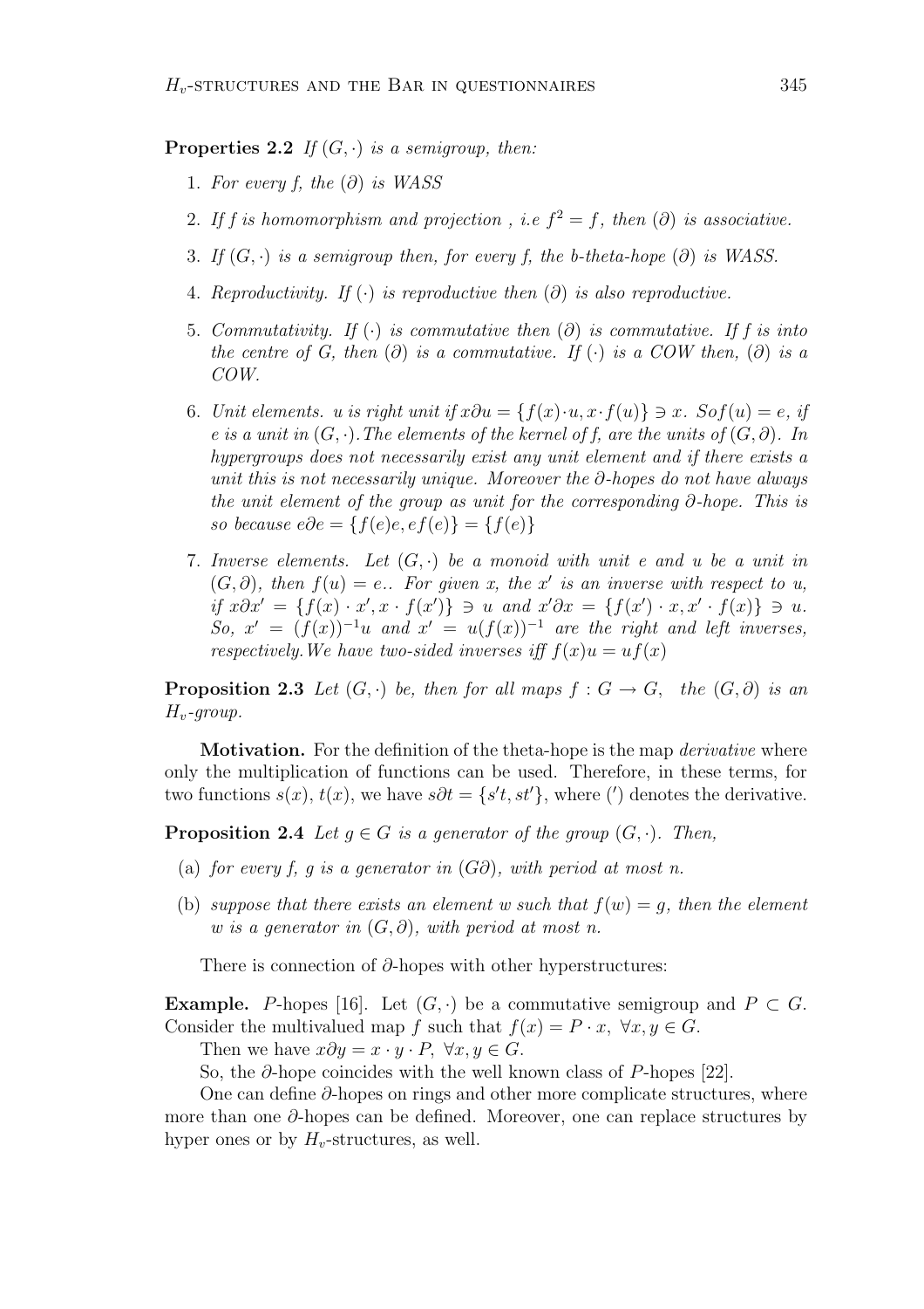**Properties 2.2** *If $(G, \cdot)$ is a semigroup, then:*

1. *For every f, the $(\partial)$ is WASS*
2. *If f is homomorphism and projection , i.e $f^2 = f$, then $(\partial)$ is associative.*
3. *If $(G, \cdot)$ is a semigroup then, for every f, the b-theta-hope $(\partial)$ is WASS.*
4. *Reproductivity. If $(\cdot)$ is reproductive then $(\partial)$ is also reproductive.*
5. *Commutativity. If $(\cdot)$ is commutative then $(\partial)$ is commutative. If f is into the centre of G, then $(\partial)$ is a commutative. If $(\cdot)$ is a COW then, $(\partial)$ is a COW.*
6. *Unit elements. u is right unit if $x\partial u = \{f(x)\cdot u, x\cdot f(u)\} \ni x$. So $f(u) = e$, if e is a unit in $(G, \cdot)$. The elements of the kernel of f, are the units of $(G, \partial)$. In hypergroups does not necessarily exist any unit element and if there exists a unit this is not necessarily unique. Moreover the $\partial$-hopes do not have always the unit element of the group as unit for the corresponding $\partial$-hope. This is so because $e\partial e = \{f(e)e, ef(e)\} = \{f(e)\}$*
7. *Inverse elements. Let $(G, \cdot)$ be a monoid with unit e and u be a unit in $(G, \partial)$, then $f(u) = e$.. For given x, the $x'$ is an inverse with respect to u, if $x\partial x' = \{f(x) \cdot x', x \cdot f(x')\} \ni u$ and $x'\partial x = \{f(x') \cdot x, x' \cdot f(x)\} \ni u$. So, $x' = (f(x))^{-1}u$ and $x' = u(f(x))^{-1}$ are the right and left inverses, respectively.We have two-sided inverses iff $f(x)u = uf(x)$*

**Proposition 2.3** *Let $(G, \cdot)$ be, then for all maps $f : G \to G$, the $(G, \partial)$ is an $H_v$-group.*

**Motivation.** For the definition of the theta-hope is the map *derivative* where only the multiplication of functions can be used. Therefore, in these terms, for two functions $s(x)$, $t(x)$, we have $s\partial t = \{s't, st'\}$, where $(')$ denotes the derivative.

**Proposition 2.4** *Let $g \in G$ is a generator of the group $(G, \cdot)$. Then,*

(a) *for every f, g is a generator in $(G\partial)$, with period at most n.*

(b) *suppose that there exists an element w such that $f(w) = g$, then the element w is a generator in $(G, \partial)$, with period at most n.*

There is connection of $\partial$-hopes with other hyperstructures:

**Example.** *P*-hopes [16]. Let $(G, \cdot)$ be a commutative semigroup and $P \subset G$. Consider the multivalued map $f$ such that $f(x) = P \cdot x$, $\forall x, y \in G$.

Then we have $x\partial y = x \cdot y \cdot P$, $\forall x, y \in G$.

So, the $\partial$-hope coincides with the well known class of $P$-hopes [22].

One can define $\partial$-hopes on rings and other more complicate structures, where more than one $\partial$-hopes can be defined. Moreover, one can replace structures by hyper ones or by $H_v$-structures, as well.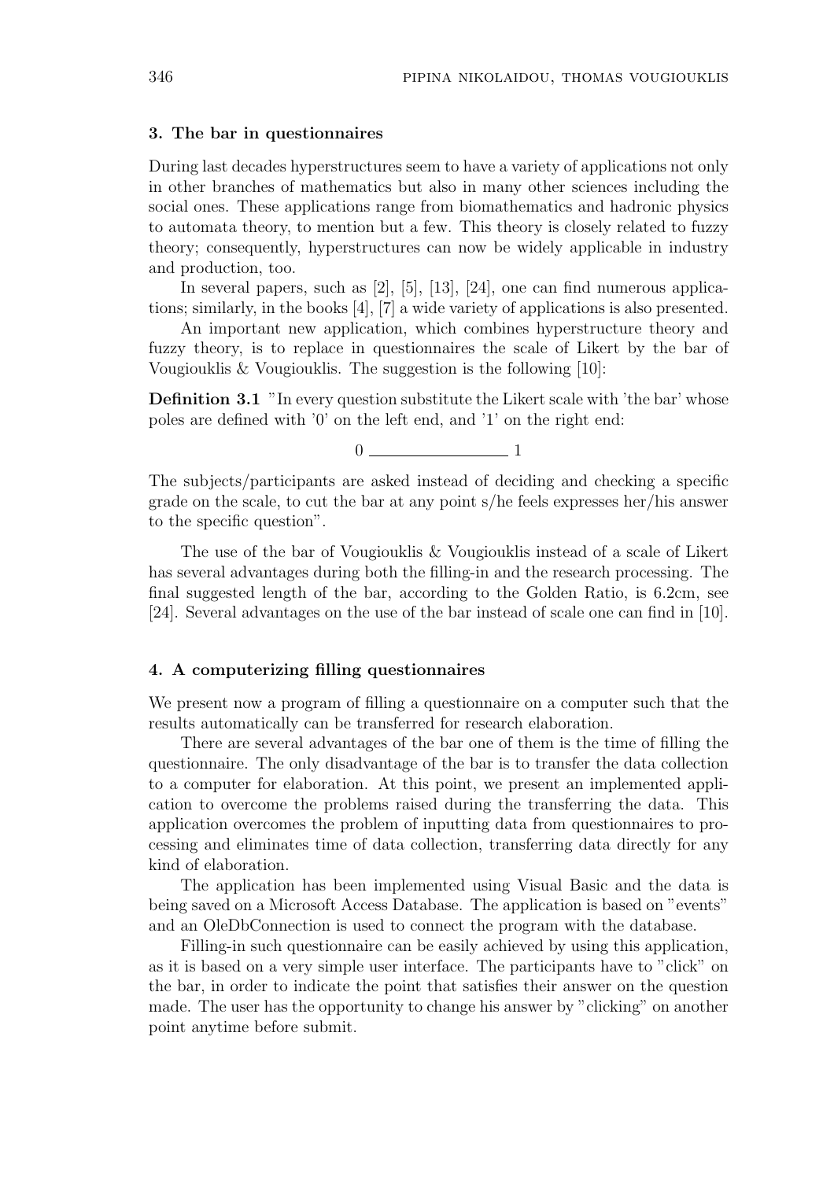### 3. The bar in questionnaires

During last decades hyperstructures seem to have a variety of applications not only in other branches of mathematics but also in many other sciences including the social ones. These applications range from biomathematics and hadronic physics to automata theory, to mention but a few. This theory is closely related to fuzzy theory; consequently, hyperstructures can now be widely applicable in industry and production, too.

In several papers, such as [2], [5], [13], [24], one can find numerous applications; similarly, in the books [4], [7] a wide variety of applications is also presented.

An important new application, which combines hyperstructure theory and fuzzy theory, is to replace in questionnaires the scale of Likert by the bar of Vougiouklis & Vougiouklis. The suggestion is the following [10]:

**Definition 3.1** "In every question substitute the Likert scale with 'the bar' whose poles are defined with '0' on the left end, and '1' on the right end:

0 ________________ 1

The subjects/participants are asked instead of deciding and checking a specific grade on the scale, to cut the bar at any point s/he feels expresses her/his answer to the specific question".

The use of the bar of Vougiouklis & Vougiouklis instead of a scale of Likert has several advantages during both the filling-in and the research processing. The final suggested length of the bar, according to the Golden Ratio, is 6.2cm, see [24]. Several advantages on the use of the bar instead of scale one can find in [10].

### 4. A computerizing filling questionnaires

We present now a program of filling a questionnaire on a computer such that the results automatically can be transferred for research elaboration.

There are several advantages of the bar one of them is the time of filling the questionnaire. The only disadvantage of the bar is to transfer the data collection to a computer for elaboration. At this point, we present an implemented application to overcome the problems raised during the transferring the data. This application overcomes the problem of inputting data from questionnaires to processing and eliminates time of data collection, transferring data directly for any kind of elaboration.

The application has been implemented using Visual Basic and the data is being saved on a Microsoft Access Database. The application is based on "events" and an OleDbConnection is used to connect the program with the database.

Filling-in such questionnaire can be easily achieved by using this application, as it is based on a very simple user interface. The participants have to "click" on the bar, in order to indicate the point that satisfies their answer on the question made. The user has the opportunity to change his answer by "clicking" on another point anytime before submit.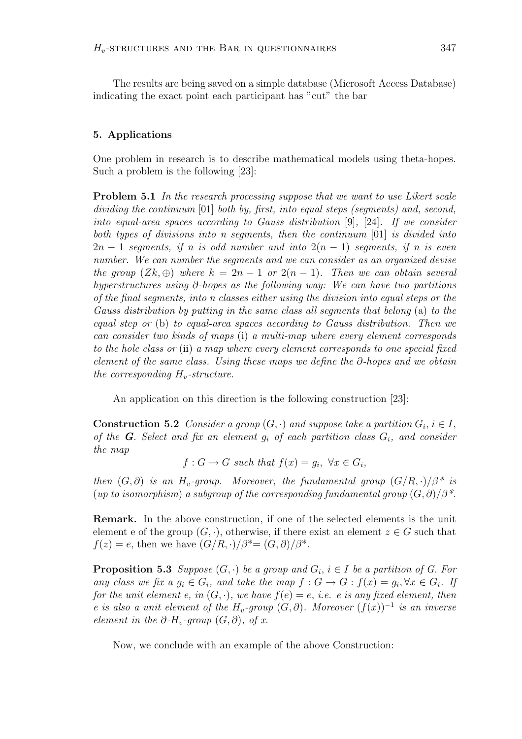The results are being saved on a simple database (Microsoft Access Database) indicating the exact point each participant has "cut" the bar

### 5. Applications

One problem in research is to describe mathematical models using theta-hopes. Such a problem is the following [23]:

**Problem 5.1** *In the research processing suppose that we want to use Likert scale dividing the continuum* [01] *both by, first, into equal steps (segments) and, second, into equal-area spaces according to Gauss distribution* [9], [24]. *If we consider both types of divisions into n segments, then the continuum* [01] *is divided into* $2n-1$ *segments, if n is odd number and into* $2(n-1)$ *segments, if n is even number. We can number the segments and we can consider as an organized devise the group* $(Zk, \oplus)$ *where* $k = 2n-1$ *or* $2(n-1)$. *Then we can obtain several hyperstructures using* $\partial$*-hopes as the following way: We can have two partitions of the final segments, into n classes either using the division into equal steps or the Gauss distribution by putting in the same class all segments that belong* (a) *to the equal step or* (b) *to equal-area spaces according to Gauss distribution. Then we can consider two kinds of maps* (i) *a multi-map where every element corresponds to the hole class or* (ii) *a map where every element corresponds to one special fixed element of the same class. Using these maps we define the* $\partial$*-hopes and we obtain the corresponding* $H_v$*-structure.*

An application on this direction is the following construction [23]:

**Construction 5.2** *Consider a group* $(G, \cdot)$ *and suppose take a partition* $G_i$, $i \in I$, *of the* ***G***. *Select and fix an element* $g_i$ *of each partition class* $G_i$, *and consider the map*

$$f : G \to G \text{ such that } f(x) = g_i, \ \forall x \in G_i,$$

*then* $(G, \partial)$ *is an* $H_v$*-group. Moreover, the fundamental group* $(G/R, \cdot)/\beta^*$ *is* (*up to isomorphism*) *a subgroup of the corresponding fundamental group* $(G, \partial)/\beta^*$.

**Remark.** In the above construction, if one of the selected elements is the unit element e of the group $(G, \cdot)$, otherwise, if there exist an element $z \in G$ such that $f(z) = e$, then we have $(G/R, \cdot)/\beta^* = (G, \partial)/\beta^*$.

**Proposition 5.3** *Suppose* $(G, \cdot)$ *be a group and* $G_i$, $i \in I$ *be a partition of G. For any class we fix a* $g_i \in G_i$, *and take the map* $f : G \to G : f(x) = g_i, \forall x \in G_i$. *If for the unit element e, in* $(G, \cdot)$, *we have* $f(e) = e$, *i.e. e is any fixed element, then e is also a unit element of the* $H_v$*-group* $(G, \partial)$. *Moreover* $(f(x))^{-1}$ *is an inverse element in the* $\partial$*-*$H_v$*-group* $(G, \partial)$, *of x.*

Now, we conclude with an example of the above Construction: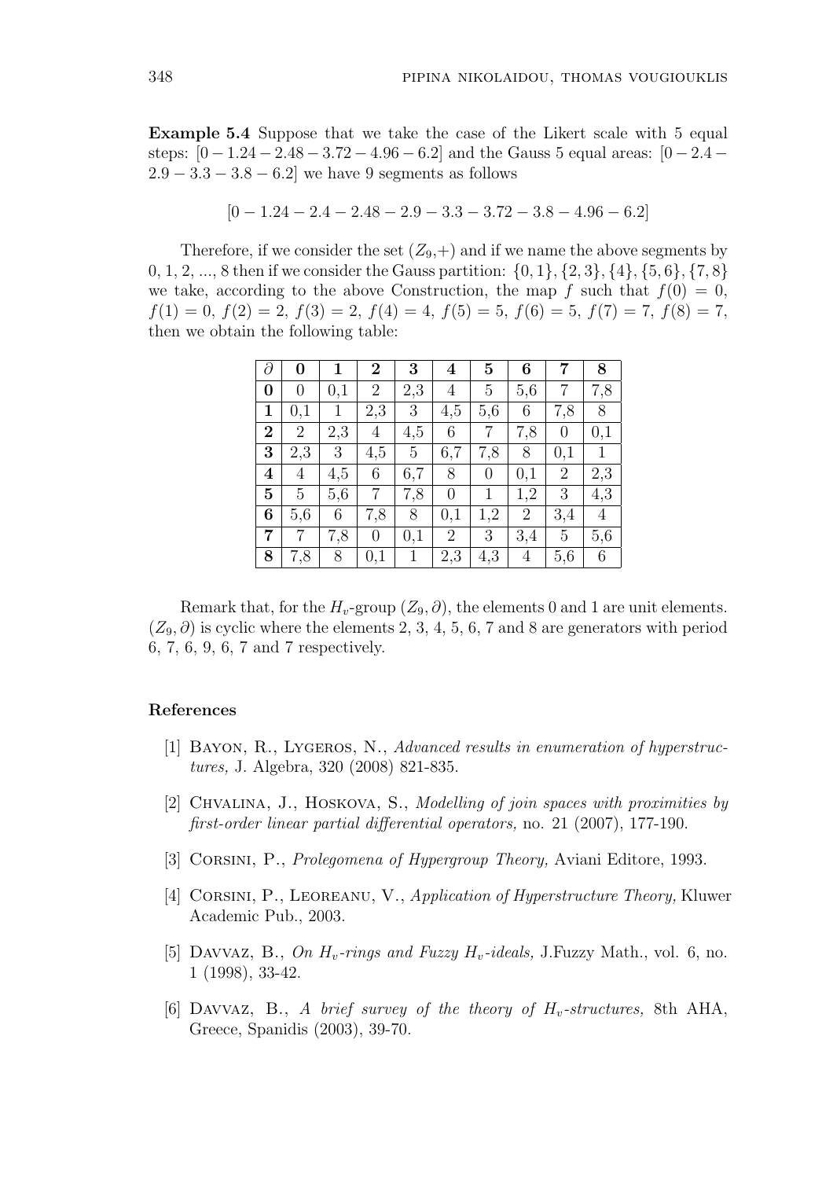**Example 5.4** Suppose that we take the case of the Likert scale with 5 equal steps: $[0 - 1.24 - 2.48 - 3.72 - 4.96 - 6.2]$ and the Gauss 5 equal areas: $[0 - 2.4 - 2.9 - 3.3 - 3.8 - 6.2]$ we have 9 segments as follows

$$[0 - 1.24 - 2.4 - 2.48 - 2.9 - 3.3 - 3.72 - 3.8 - 4.96 - 6.2]$$

Therefore, if we consider the set $(Z_9,+)$ and if we name the above segments by $0, 1, 2, ..., 8$ then if we consider the Gauss partition: $\{0, 1\}, \{2, 3\}, \{4\}, \{5, 6\}, \{7, 8\}$ we take, according to the above Construction, the map $f$ such that $f(0) = 0$, $f(1) = 0$, $f(2) = 2$, $f(3) = 2$, $f(4) = 4$, $f(5) = 5$, $f(6) = 5$, $f(7) = 7$, $f(8) = 7$, then we obtain the following table:

| $\partial$ | **0** | **1** | **2** | **3** | **4** | **5** | **6** | **7** | **8** |
|---|---|---|---|---|---|---|---|---|---|
| **0** | 0 | 0,1 | 2 | 2,3 | 4 | 5 | 5,6 | 7 | 7,8 |
| **1** | 0,1 | 1 | 2,3 | 3 | 4,5 | 5,6 | 6 | 7,8 | 8 |
| **2** | 2 | 2,3 | 4 | 4,5 | 6 | 7 | 7,8 | 0 | 0,1 |
| **3** | 2,3 | 3 | 4,5 | 5 | 6,7 | 7,8 | 8 | 0,1 | 1 |
| **4** | 4 | 4,5 | 6 | 6,7 | 8 | 0 | 0,1 | 2 | 2,3 |
| **5** | 5 | 5,6 | 7 | 7,8 | 0 | 1 | 1,2 | 3 | 4,3 |
| **6** | 5,6 | 6 | 7,8 | 8 | 0,1 | 1,2 | 2 | 3,4 | 4 |
| **7** | 7 | 7,8 | 0 | 0,1 | 2 | 3 | 3,4 | 5 | 5,6 |
| **8** | 7,8 | 8 | 0,1 | 1 | 2,3 | 4,3 | 4 | 5,6 | 6 |

Remark that, for the $H_v$-group $(Z_9, \partial)$, the elements 0 and 1 are unit elements. $(Z_9, \partial)$ is cyclic where the elements 2, 3, 4, 5, 6, 7 and 8 are generators with period 6, 7, 6, 9, 6, 7 and 7 respectively.

## References

[1] Bayon, R., Lygeros, N., *Advanced results in enumeration of hyperstructures,* J. Algebra, 320 (2008) 821-835.

[2] Chvalina, J., Hoskova, S., *Modelling of join spaces with proximities by first-order linear partial differential operators,* no. 21 (2007), 177-190.

[3] Corsini, P., *Prolegomena of Hypergroup Theory,* Aviani Editore, 1993.

[4] Corsini, P., Leoreanu, V., *Application of Hyperstructure Theory,* Kluwer Academic Pub., 2003.

[5] Davvaz, B., *On $H_v$-rings and Fuzzy $H_v$-ideals,* J.Fuzzy Math., vol. 6, no. 1 (1998), 33-42.

[6] Davvaz, B., *A brief survey of the theory of $H_v$-structures,* 8th AHA, Greece, Spanidis (2003), 39-70.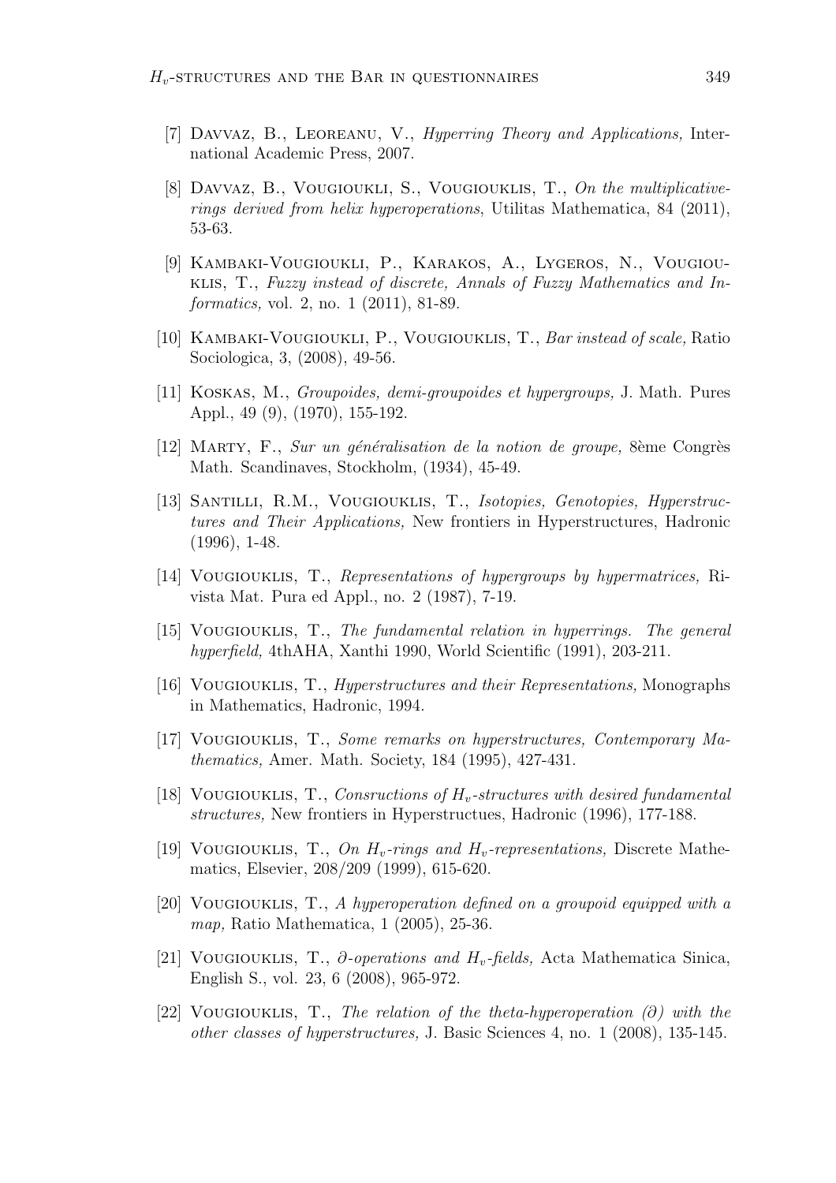[7] Davvaz, B., Leoreanu, V., *Hyperring Theory and Applications,* International Academic Press, 2007.

[8] Davvaz, B., Vougioukli, S., Vougiouklis, T., *On the multiplicative-rings derived from helix hyperoperations*, Utilitas Mathematica, 84 (2011), 53-63.

[9] Kambaki-Vougioukli, P., Karakos, A., Lygeros, N., Vougiouklis, T., *Fuzzy instead of discrete, Annals of Fuzzy Mathematics and Informatics,* vol. 2, no. 1 (2011), 81-89.

[10] Kambaki-Vougioukli, P., Vougiouklis, T., *Bar instead of scale,* Ratio Sociologica, 3, (2008), 49-56.

[11] Koskas, M., *Groupoides, demi-groupoides et hypergroups,* J. Math. Pures Appl., 49 (9), (1970), 155-192.

[12] Marty, F., *Sur un généralisation de la notion de groupe,* 8ème Congrès Math. Scandinaves, Stockholm, (1934), 45-49.

[13] Santilli, R.M., Vougiouklis, T., *Isotopies, Genotopies, Hyperstructures and Their Applications,* New frontiers in Hyperstructures, Hadronic (1996), 1-48.

[14] Vougiouklis, T., *Representations of hypergroups by hypermatrices,* Rivista Mat. Pura ed Appl., no. 2 (1987), 7-19.

[15] Vougiouklis, T., *The fundamental relation in hyperrings. The general hyperfield,* 4thAHA, Xanthi 1990, World Scientific (1991), 203-211.

[16] Vougiouklis, T., *Hyperstructures and their Representations,* Monographs in Mathematics, Hadronic, 1994.

[17] Vougiouklis, T., *Some remarks on hyperstructures, Contemporary Mathematics,* Amer. Math. Society, 184 (1995), 427-431.

[18] Vougiouklis, T., *Consructions of $H_v$-structures with desired fundamental structures,* New frontiers in Hyperstructues, Hadronic (1996), 177-188.

[19] Vougiouklis, T., *On $H_v$-rings and $H_v$-representations,* Discrete Mathematics, Elsevier, 208/209 (1999), 615-620.

[20] Vougiouklis, T., *A hyperoperation defined on a groupoid equipped with a map,* Ratio Mathematica, 1 (2005), 25-36.

[21] Vougiouklis, T., *$\partial$-operations and $H_v$-fields,* Acta Mathematica Sinica, English S., vol. 23, 6 (2008), 965-972.

[22] Vougiouklis, T., *The relation of the theta-hyperoperation ($\partial$) with the other classes of hyperstructures,* J. Basic Sciences 4, no. 1 (2008), 135-145.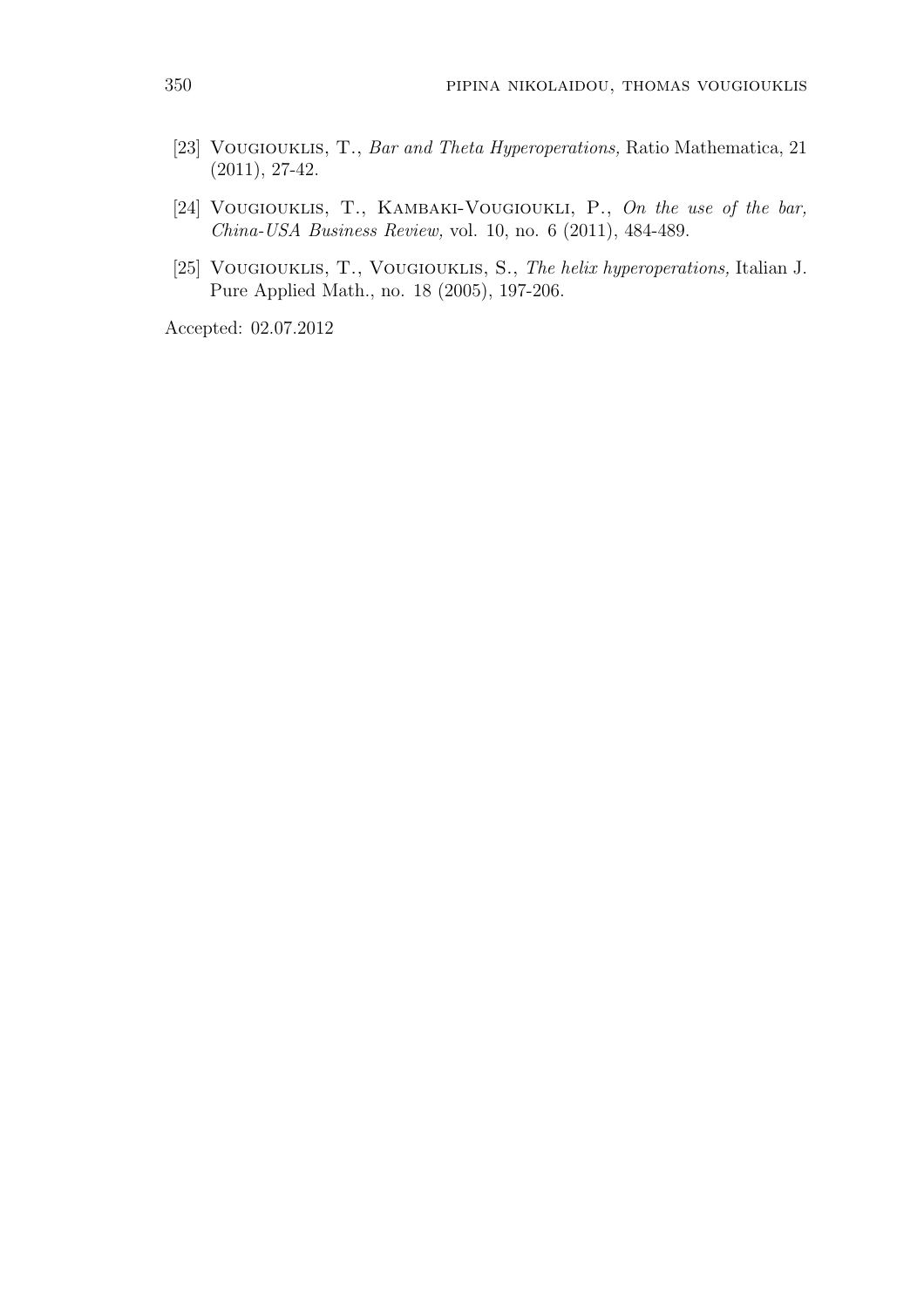[23] Vougiouklis, T., *Bar and Theta Hyperoperations,* Ratio Mathematica, 21 (2011), 27-42.

[24] Vougiouklis, T., Kambaki-Vougioukli, P., *On the use of the bar, China-USA Business Review,* vol. 10, no. 6 (2011), 484-489.

[25] Vougiouklis, T., Vougiouklis, S., *The helix hyperoperations,* Italian J. Pure Applied Math., no. 18 (2005), 197-206.

Accepted: 02.07.2012